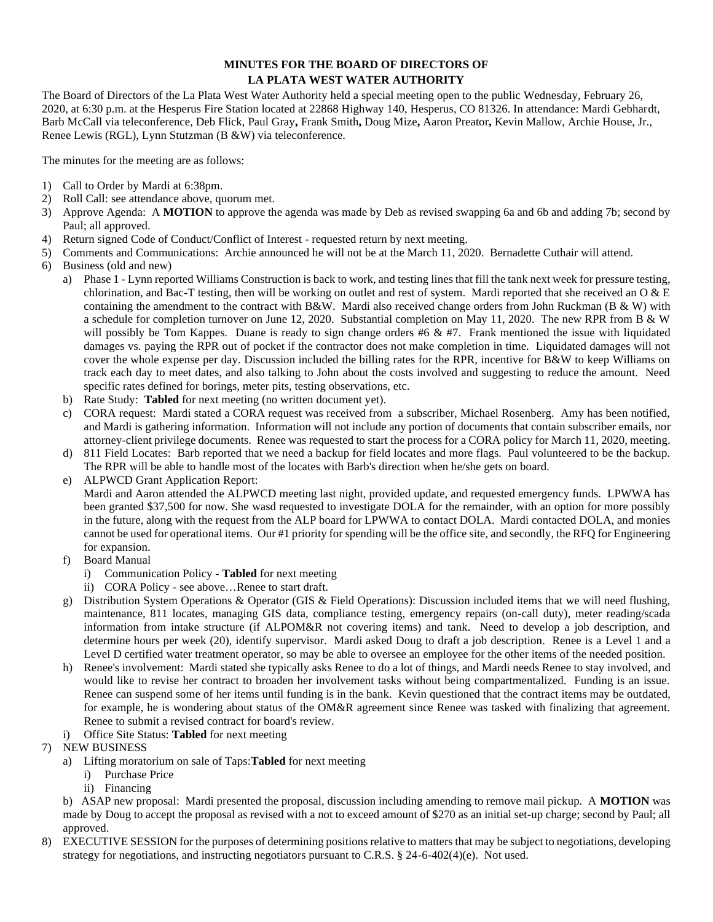**MINUTES FOR THE BOARD OF DIRECTORS OF**
**LA PLATA WEST WATER AUTHORITY**

The Board of Directors of the La Plata West Water Authority held a special meeting open to the public Wednesday, February 26, 2020, at 6:30 p.m. at the Hesperus Fire Station located at 22868 Highway 140, Hesperus, CO 81326. In attendance: Mardi Gebhardt, Barb McCall via teleconference, Deb Flick, Paul Gray**,** Frank Smith**,** Doug Mize**,** Aaron Preator**,** Kevin Mallow, Archie House, Jr., Renee Lewis (RGL), Lynn Stutzman (B &W) via teleconference.

The minutes for the meeting are as follows:

1) Call to Order by Mardi at 6:38pm.
2) Roll Call: see attendance above, quorum met.
3) Approve Agenda: A **MOTION** to approve the agenda was made by Deb as revised swapping 6a and 6b and adding 7b; second by Paul; all approved.
4) Return signed Code of Conduct/Conflict of Interest - requested return by next meeting.
5) Comments and Communications: Archie announced he will not be at the March 11, 2020. Bernadette Cuthair will attend.
6) Business (old and new)
   a) Phase 1 - Lynn reported Williams Construction is back to work, and testing lines that fill the tank next week for pressure testing, chlorination, and Bac-T testing, then will be working on outlet and rest of system. Mardi reported that she received an O & E containing the amendment to the contract with B&W. Mardi also received change orders from John Ruckman (B & W) with a schedule for completion turnover on June 12, 2020. Substantial completion on May 11, 2020. The new RPR from B & W will possibly be Tom Kappes. Duane is ready to sign change orders #6 & #7. Frank mentioned the issue with liquidated damages vs. paying the RPR out of pocket if the contractor does not make completion in time. Liquidated damages will not cover the whole expense per day. Discussion included the billing rates for the RPR, incentive for B&W to keep Williams on track each day to meet dates, and also talking to John about the costs involved and suggesting to reduce the amount. Need specific rates defined for borings, meter pits, testing observations, etc.
   b) Rate Study: **Tabled** for next meeting (no written document yet).
   c) CORA request: Mardi stated a CORA request was received from a subscriber, Michael Rosenberg. Amy has been notified, and Mardi is gathering information. Information will not include any portion of documents that contain subscriber emails, nor attorney-client privilege documents. Renee was requested to start the process for a CORA policy for March 11, 2020, meeting.
   d) 811 Field Locates: Barb reported that we need a backup for field locates and more flags. Paul volunteered to be the backup. The RPR will be able to handle most of the locates with Barb's direction when he/she gets on board.
   e) ALPWCD Grant Application Report:
      Mardi and Aaron attended the ALPWCD meeting last night, provided update, and requested emergency funds. LPWWA has been granted $37,500 for now. She wasd requested to investigate DOLA for the remainder, with an option for more possibly in the future, along with the request from the ALP board for LPWWA to contact DOLA. Mardi contacted DOLA, and monies cannot be used for operational items. Our #1 priority for spending will be the office site, and secondly, the RFQ for Engineering for expansion.
   f) Board Manual
      i) Communication Policy - **Tabled** for next meeting
      ii) CORA Policy - see above…Renee to start draft.
   g) Distribution System Operations & Operator (GIS & Field Operations): Discussion included items that we will need flushing, maintenance, 811 locates, managing GIS data, compliance testing, emergency repairs (on-call duty), meter reading/scada information from intake structure (if ALPOM&R not covering items) and tank. Need to develop a job description, and determine hours per week (20), identify supervisor. Mardi asked Doug to draft a job description. Renee is a Level 1 and a Level D certified water treatment operator, so may be able to oversee an employee for the other items of the needed position.
   h) Renee's involvement: Mardi stated she typically asks Renee to do a lot of things, and Mardi needs Renee to stay involved, and would like to revise her contract to broaden her involvement tasks without being compartmentalized. Funding is an issue. Renee can suspend some of her items until funding is in the bank. Kevin questioned that the contract items may be outdated, for example, he is wondering about status of the OM&R agreement since Renee was tasked with finalizing that agreement. Renee to submit a revised contract for board's review.
   i) Office Site Status: **Tabled** for next meeting
7) NEW BUSINESS
   a) Lifting moratorium on sale of Taps:**Tabled** for next meeting
      i) Purchase Price
      ii) Financing

   b) ASAP new proposal: Mardi presented the proposal, discussion including amending to remove mail pickup. A **MOTION** was made by Doug to accept the proposal as revised with a not to exceed amount of $270 as an initial set-up charge; second by Paul; all approved.
8) EXECUTIVE SESSION for the purposes of determining positions relative to matters that may be subject to negotiations, developing strategy for negotiations, and instructing negotiators pursuant to C.R.S. § 24-6-402(4)(e). Not used.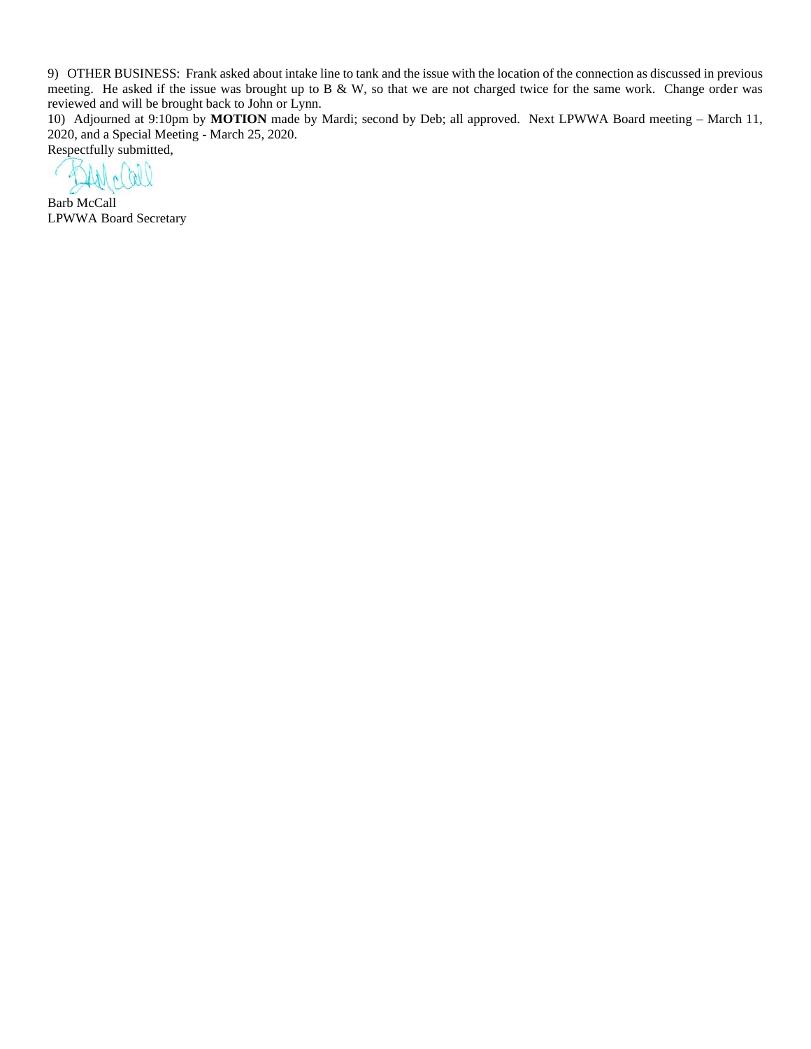9) OTHER BUSINESS: Frank asked about intake line to tank and the issue with the location of the connection as discussed in previous meeting. He asked if the issue was brought up to B & W, so that we are not charged twice for the same work. Change order was reviewed and will be brought back to John or Lynn.

10) Adjourned at 9:10pm by **MOTION** made by Mardi; second by Deb; all approved. Next LPWWA Board meeting – March 11, 2020, and a Special Meeting - March 25, 2020.

Respectfully submitted,

Barb McCall
LPWWA Board Secretary